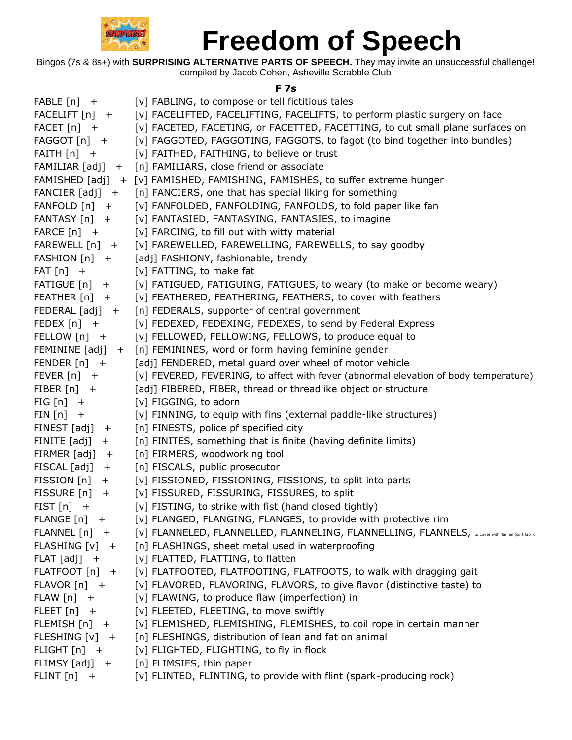# Freedom of Speech

Bingos (7s & 8s+) with **SURPRISING ALTERNATIVE PARTS OF SPEECH.** They may invite an unsuccessful challenge!
compiled by Jacob Cohen, Asheville Scrabble Club

**F 7s**

FABLE [n] + [v] FABLING, to compose or tell fictitious tales
FACELIFT [n] + [v] FACELIFTED, FACELIFTING, FACELIFTS, to perform plastic surgery on face
FACET [n] + [v] FACETED, FACETING, or FACETTED, FACETTING, to cut small plane surfaces on
FAGGOT [n] + [v] FAGGOTED, FAGGOTING, FAGGOTS, to fagot (to bind together into bundles)
FAITH [n] + [v] FAITHED, FAITHING, to believe or trust
FAMILIAR [adj] + [n] FAMILIARS, close friend or associate
FAMISHED [adj] + [v] FAMISHED, FAMISHING, FAMISHES, to suffer extreme hunger
FANCIER [adj] + [n] FANCIERS, one that has special liking for something
FANFOLD [n] + [v] FANFOLDED, FANFOLDING, FANFOLDS, to fold paper like fan
FANTASY [n] + [v] FANTASIED, FANTASYING, FANTASIES, to imagine
FARCE [n] + [v] FARCING, to fill out with witty material
FAREWELL [n] + [v] FAREWELLED, FAREWELLING, FAREWELLS, to say goodby
FASHION [n] + [adj] FASHIONY, fashionable, trendy
FAT [n] + [v] FATTING, to make fat
FATIGUE [n] + [v] FATIGUED, FATIGUING, FATIGUES, to weary (to make or become weary)
FEATHER [n] + [v] FEATHERED, FEATHERING, FEATHERS, to cover with feathers
FEDERAL [adj] + [n] FEDERALS, supporter of central government
FEDEX [n] + [v] FEDEXED, FEDEXING, FEDEXES, to send by Federal Express
FELLOW [n] + [v] FELLOWED, FELLOWING, FELLOWS, to produce equal to
FEMININE [adj] + [n] FEMININES, word or form having feminine gender
FENDER [n] + [adj] FENDERED, metal guard over wheel of motor vehicle
FEVER [n] + [v] FEVERED, FEVERING, to affect with fever (abnormal elevation of body temperature)
FIBER [n] + [adj] FIBERED, FIBER, thread or threadlike object or structure
FIG [n] + [v] FIGGING, to adorn
FIN [n] + [v] FINNING, to equip with fins (external paddle-like structures)
FINEST [adj] + [n] FINESTS, police pf specified city
FINITE [adj] + [n] FINITES, something that is finite (having definite limits)
FIRMER [adj] + [n] FIRMERS, woodworking tool
FISCAL [adj] + [n] FISCALS, public prosecutor
FISSION [n] + [v] FISSIONED, FISSIONING, FISSIONS, to split into parts
FISSURE [n] + [v] FISSURED, FISSURING, FISSURES, to split
FIST [n] + [v] FISTING, to strike with fist (hand closed tightly)
FLANGE [n] + [v] FLANGED, FLANGING, FLANGES, to provide with protective rim
FLANNEL [n] + [v] FLANNELED, FLANNELLED, FLANNELING, FLANNELLING, FLANNELS, to cover with flannel (soft fabric)
FLASHING [v] + [n] FLASHINGS, sheet metal used in waterproofing
FLAT [adj] + [v] FLATTED, FLATTING, to flatten
FLATFOOT [n] + [v] FLATFOOTED, FLATFOOTING, FLATFOOTS, to walk with dragging gait
FLAVOR [n] + [v] FLAVORED, FLAVORING, FLAVORS, to give flavor (distinctive taste) to
FLAW [n] + [v] FLAWING, to produce flaw (imperfection) in
FLEET [n] + [v] FLEETED, FLEETING, to move swiftly
FLEMISH [n] + [v] FLEMISHED, FLEMISHING, FLEMISHES, to coil rope in certain manner
FLESHING [v] + [n] FLESHINGS, distribution of lean and fat on animal
FLIGHT [n] + [v] FLIGHTED, FLIGHTING, to fly in flock
FLIMSY [adj] + [n] FLIMSIES, thin paper
FLINT [n] + [v] FLINTED, FLINTING, to provide with flint (spark-producing rock)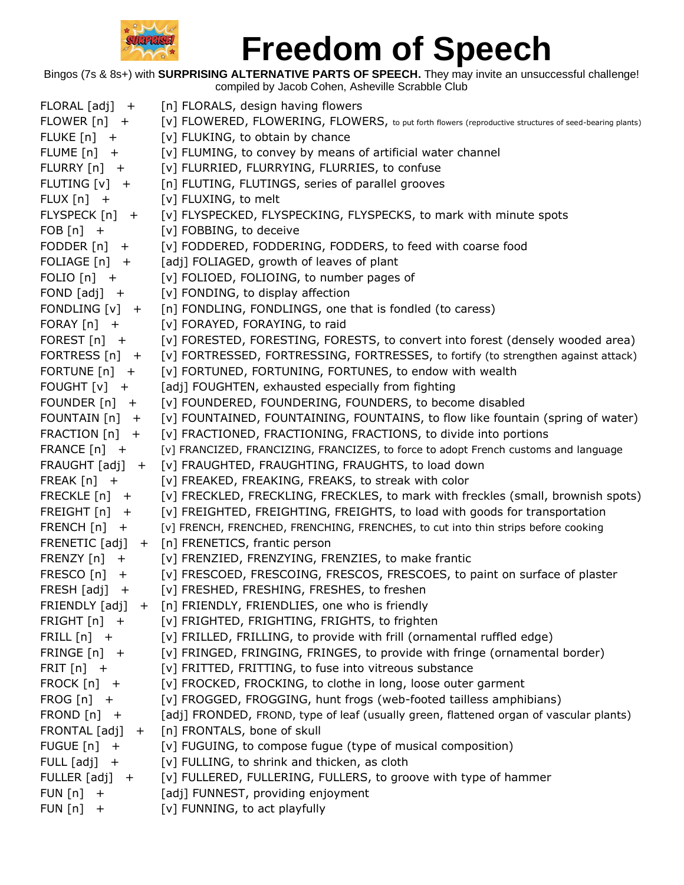# Freedom of Speech

Bingos (7s & 8s+) with **SURPRISING ALTERNATIVE PARTS OF SPEECH.** They may invite an unsuccessful challenge!
compiled by Jacob Cohen, Asheville Scrabble Club

| | |
|---|---|
| FLORAL [adj] + | [n] FLORALS, design having flowers |
| FLOWER [n] + | [v] FLOWERED, FLOWERING, FLOWERS, to put forth flowers (reproductive structures of seed-bearing plants) |
| FLUKE [n] + | [v] FLUKING, to obtain by chance |
| FLUME [n] + | [v] FLUMING, to convey by means of artificial water channel |
| FLURRY [n] + | [v] FLURRIED, FLURRYING, FLURRIES, to confuse |
| FLUTING [v] + | [n] FLUTING, FLUTINGS, series of parallel grooves |
| FLUX [n] + | [v] FLUXING, to melt |
| FLYSPECK [n] + | [v] FLYSPECKED, FLYSPECKING, FLYSPECKS, to mark with minute spots |
| FOB [n] + | [v] FOBBING, to deceive |
| FODDER [n] + | [v] FODDERED, FODDERING, FODDERS, to feed with coarse food |
| FOLIAGE [n] + | [adj] FOLIAGED, growth of leaves of plant |
| FOLIO [n] + | [v] FOLIOED, FOLIOING, to number pages of |
| FOND [adj] + | [v] FONDING, to display affection |
| FONDLING [v] + | [n] FONDLING, FONDLINGS, one that is fondled (to caress) |
| FORAY [n] + | [v] FORAYED, FORAYING, to raid |
| FOREST [n] + | [v] FORESTED, FORESTING, FORESTS, to convert into forest (densely wooded area) |
| FORTRESS [n] + | [v] FORTRESSED, FORTRESSING, FORTRESSES, to fortify (to strengthen against attack) |
| FORTUNE [n] + | [v] FORTUNED, FORTUNING, FORTUNES, to endow with wealth |
| FOUGHT [v] + | [adj] FOUGHTEN, exhausted especially from fighting |
| FOUNDER [n] + | [v] FOUNDERED, FOUNDERING, FOUNDERS, to become disabled |
| FOUNTAIN [n] + | [v] FOUNTAINED, FOUNTAINING, FOUNTAINS, to flow like fountain (spring of water) |
| FRACTION [n] + | [v] FRACTIONED, FRACTIONING, FRACTIONS, to divide into portions |
| FRANCE [n] + | [v] FRANCIZED, FRANCIZING, FRANCIZES, to force to adopt French customs and language |
| FRAUGHT [adj] + | [v] FRAUGHTED, FRAUGHTING, FRAUGHTS, to load down |
| FREAK [n] + | [v] FREAKED, FREAKING, FREAKS, to streak with color |
| FRECKLE [n] + | [v] FRECKLED, FRECKLING, FRECKLES, to mark with freckles (small, brownish spots) |
| FREIGHT [n] + | [v] FREIGHTED, FREIGHTING, FREIGHTS, to load with goods for transportation |
| FRENCH [n] + | [v] FRENCH, FRENCHED, FRENCHING, FRENCHES, to cut into thin strips before cooking |
| FRENETIC [adj] + | [n] FRENETICS, frantic person |
| FRENZY [n] + | [v] FRENZIED, FRENZYING, FRENZIES, to make frantic |
| FRESCO [n] + | [v] FRESCOED, FRESCOING, FRESCOS, FRESCOES, to paint on surface of plaster |
| FRESH [adj] + | [v] FRESHED, FRESHING, FRESHES, to freshen |
| FRIENDLY [adj] + | [n] FRIENDLY, FRIENDLIES, one who is friendly |
| FRIGHT [n] + | [v] FRIGHTED, FRIGHTING, FRIGHTS, to frighten |
| FRILL [n] + | [v] FRILLED, FRILLING, to provide with frill (ornamental ruffled edge) |
| FRINGE [n] + | [v] FRINGED, FRINGING, FRINGES, to provide with fringe (ornamental border) |
| FRIT [n] + | [v] FRITTED, FRITTING, to fuse into vitreous substance |
| FROCK [n] + | [v] FROCKED, FROCKING, to clothe in long, loose outer garment |
| FROG [n] + | [v] FROGGED, FROGGING, hunt frogs (web-footed tailless amphibians) |
| FROND [n] + | [adj] FRONDED, FROND, type of leaf (usually green, flattened organ of vascular plants) |
| FRONTAL [adj] + | [n] FRONTALS, bone of skull |
| FUGUE [n] + | [v] FUGUING, to compose fugue (type of musical composition) |
| FULL [adj] + | [v] FULLING, to shrink and thicken, as cloth |
| FULLER [adj] + | [v] FULLERED, FULLERING, FULLERS, to groove with type of hammer |
| FUN [n] + | [adj] FUNNEST, providing enjoyment |
| FUN [n] + | [v] FUNNING, to act playfully |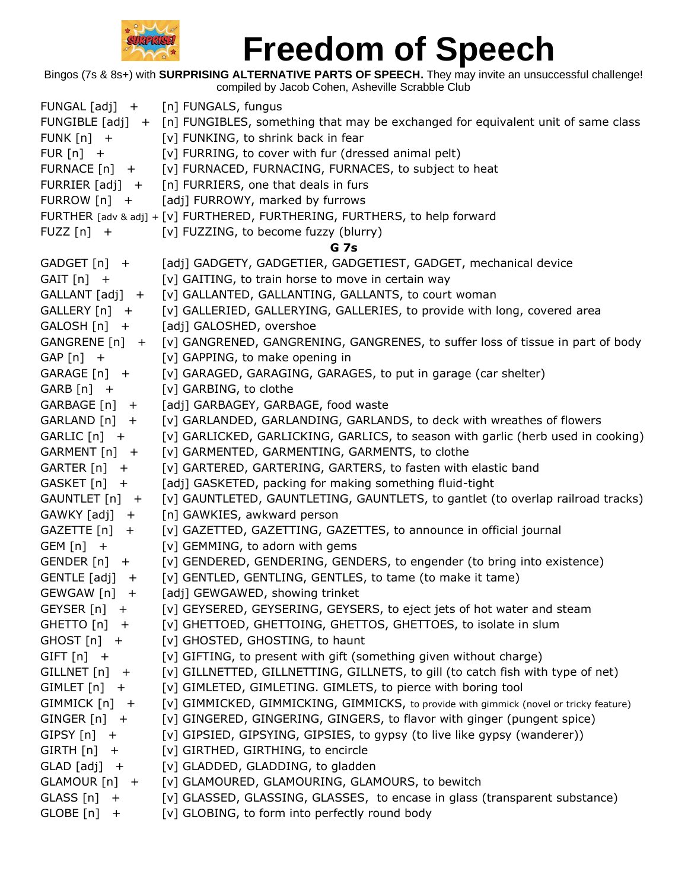# Freedom of Speech

Bingos (7s & 8s+) with **SURPRISING ALTERNATIVE PARTS OF SPEECH.** They may invite an unsuccessful challenge!
compiled by Jacob Cohen, Asheville Scrabble Club

| | |
|---|---|
| FUNGAL [adj] + | [n] FUNGALS, fungus |
| FUNGIBLE [adj] + | [n] FUNGIBLES, something that may be exchanged for equivalent unit of same class |
| FUNK [n] + | [v] FUNKING, to shrink back in fear |
| FUR [n] + | [v] FURRING, to cover with fur (dressed animal pelt) |
| FURNACE [n] + | [v] FURNACED, FURNACING, FURNACES, to subject to heat |
| FURRIER [adj] + | [n] FURRIERS, one that deals in furs |
| FURROW [n] + | [adj] FURROWY, marked by furrows |
| FURTHER [adv & adj] + | [v] FURTHERED, FURTHERING, FURTHERS, to help forward |
| FUZZ [n] + | [v] FUZZING, to become fuzzy (blurry) |

**G 7s**

| | |
|---|---|
| GADGET [n] + | [adj] GADGETY, GADGETIER, GADGETIEST, GADGET, mechanical device |
| GAIT [n] + | [v] GAITING, to train horse to move in certain way |
| GALLANT [adj] + | [v] GALLANTED, GALLANTING, GALLANTS, to court woman |
| GALLERY [n] + | [v] GALLERIED, GALLERYING, GALLERIES, to provide with long, covered area |
| GALOSH [n] + | [adj] GALOSHED, overshoe |
| GANGRENE [n] + | [v] GANGRENED, GANGRENING, GANGRENES, to suffer loss of tissue in part of body |
| GAP [n] + | [v] GAPPING, to make opening in |
| GARAGE [n] + | [v] GARAGED, GARAGING, GARAGES, to put in garage (car shelter) |
| GARB [n] + | [v] GARBING, to clothe |
| GARBAGE [n] + | [adj] GARBAGEY, GARBAGE, food waste |
| GARLAND [n] + | [v] GARLANDED, GARLANDING, GARLANDS, to deck with wreathes of flowers |
| GARLIC [n] + | [v] GARLICKED, GARLICKING, GARLICS, to season with garlic (herb used in cooking) |
| GARMENT [n] + | [v] GARMENTED, GARMENTING, GARMENTS, to clothe |
| GARTER [n] + | [v] GARTERED, GARTERING, GARTERS, to fasten with elastic band |
| GASKET [n] + | [adj] GASKETED, packing for making something fluid-tight |
| GAUNTLET [n] + | [v] GAUNTLETED, GAUNTLETING, GAUNTLETS, to gantlet (to overlap railroad tracks) |
| GAWKY [adj] + | [n] GAWKIES, awkward person |
| GAZETTE [n] + | [v] GAZETTED, GAZETTING, GAZETTES, to announce in official journal |
| GEM [n] + | [v] GEMMING, to adorn with gems |
| GENDER [n] + | [v] GENDERED, GENDERING, GENDERS, to engender (to bring into existence) |
| GENTLE [adj] + | [v] GENTLED, GENTLING, GENTLES, to tame (to make it tame) |
| GEWGAW [n] + | [adj] GEWGAWED, showing trinket |
| GEYSER [n] + | [v] GEYSERED, GEYSERING, GEYSERS, to eject jets of hot water and steam |
| GHETTO [n] + | [v] GHETTOED, GHETTOING, GHETTOS, GHETTOES, to isolate in slum |
| GHOST [n] + | [v] GHOSTED, GHOSTING, to haunt |
| GIFT [n] + | [v] GIFTING, to present with gift (something given without charge) |
| GILLNET [n] + | [v] GILLNETTED, GILLNETTING, GILLNETS, to gill (to catch fish with type of net) |
| GIMLET [n] + | [v] GIMLETED, GIMLETING. GIMLETS, to pierce with boring tool |
| GIMMICK [n] + | [v] GIMMICKED, GIMMICKING, GIMMICKS, to provide with gimmick (novel or tricky feature) |
| GINGER [n] + | [v] GINGERED, GINGERING, GINGERS, to flavor with ginger (pungent spice) |
| GIPSY [n] + | [v] GIPSIED, GIPSYING, GIPSIES, to gypsy (to live like gypsy (wanderer)) |
| GIRTH [n] + | [v] GIRTHED, GIRTHING, to encircle |
| GLAD [adj] + | [v] GLADDED, GLADDING, to gladden |
| GLAMOUR [n] + | [v] GLAMOURED, GLAMOURING, GLAMOURS, to bewitch |
| GLASS [n] + | [v] GLASSED, GLASSING, GLASSES, to encase in glass (transparent substance) |
| GLOBE [n] + | [v] GLOBING, to form into perfectly round body |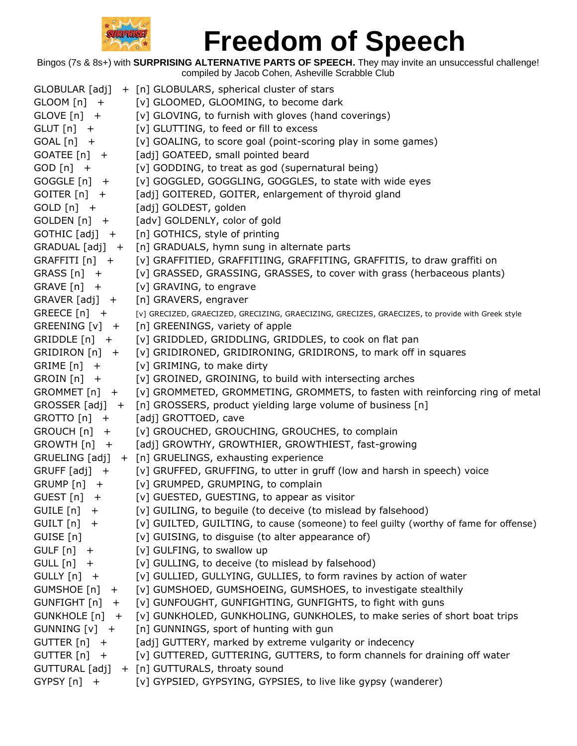# Freedom of Speech

Bingos (7s & 8s+) with **SURPRISING ALTERNATIVE PARTS OF SPEECH.** They may invite an unsuccessful challenge!
compiled by Jacob Cohen, Asheville Scrabble Club

GLOBULAR [adj] + [n] GLOBULARS, spherical cluster of stars
GLOOM [n] + [v] GLOOMED, GLOOMING, to become dark
GLOVE [n] + [v] GLOVING, to furnish with gloves (hand coverings)
GLUT [n] + [v] GLUTTING, to feed or fill to excess
GOAL [n] + [v] GOALING, to score goal (point-scoring play in some games)
GOATEE [n] + [adj] GOATEED, small pointed beard
GOD [n] + [v] GODDING, to treat as god (supernatural being)
GOGGLE [n] + [v] GOGGLED, GOGGLING, GOGGLES, to state with wide eyes
GOITER [n] + [adj] GOITERED, GOITER, enlargement of thyroid gland
GOLD [n] + [adj] GOLDEST, golden
GOLDEN [n] + [adv] GOLDENLY, color of gold
GOTHIC [adj] + [n] GOTHICS, style of printing
GRADUAL [adj] + [n] GRADUALS, hymn sung in alternate parts
GRAFFITI [n] + [v] GRAFFITIED, GRAFFITIING, GRAFFITING, GRAFFITIS, to draw graffiti on
GRASS [n] + [v] GRASSED, GRASSING, GRASSES, to cover with grass (herbaceous plants)
GRAVE [n] + [v] GRAVING, to engrave
GRAVER [adj] + [n] GRAVERS, engraver
GREECE [n] + [v] GRECIZED, GRAECIZED, GRECIZING, GRAECIZING, GRECIZES, GRAECIZES, to provide with Greek style
GREENING [v] + [n] GREENINGS, variety of apple
GRIDDLE [n] + [v] GRIDDLED, GRIDDLING, GRIDDLES, to cook on flat pan
GRIDIRON [n] + [v] GRIDIRONED, GRIDIRONING, GRIDIRONS, to mark off in squares
GRIME [n] + [v] GRIMING, to make dirty
GROIN [n] + [v] GROINED, GROINING, to build with intersecting arches
GROMMET [n] + [v] GROMMETED, GROMMETING, GROMMETS, to fasten with reinforcing ring of metal
GROSSER [adj] + [n] GROSSERS, product yielding large volume of business [n]
GROTTO [n] + [adj] GROTTOED, cave
GROUCH [n] + [v] GROUCHED, GROUCHING, GROUCHES, to complain
GROWTH [n] + [adj] GROWTHY, GROWTHIER, GROWTHIEST, fast-growing
GRUELING [adj] + [n] GRUELINGS, exhausting experience
GRUFF [adj] + [v] GRUFFED, GRUFFING, to utter in gruff (low and harsh in speech) voice
GRUMP [n] + [v] GRUMPED, GRUMPING, to complain
GUEST [n] + [v] GUESTED, GUESTING, to appear as visitor
GUILE [n] + [v] GUILING, to beguile (to deceive (to mislead by falsehood)
GUILT [n] + [v] GUILTED, GUILTING, to cause (someone) to feel guilty (worthy of fame for offense)
GUISE [n] [v] GUISING, to disguise (to alter appearance of)
GULF [n] + [v] GULFING, to swallow up
GULL [n] + [v] GULLING, to deceive (to mislead by falsehood)
GULLY [n] + [v] GULLIED, GULLYING, GULLIES, to form ravines by action of water
GUMSHOE [n] + [v] GUMSHOED, GUMSHOEING, GUMSHOES, to investigate stealthily
GUNFIGHT [n] + [v] GUNFOUGHT, GUNFIGHTING, GUNFIGHTS, to fight with guns
GUNKHOLE [n] + [v] GUNKHOLED, GUNKHOLING, GUNKHOLES, to make series of short boat trips
GUNNING [v] + [n] GUNNINGS, sport of hunting with gun
GUTTER [n] + [adj] GUTTERY, marked by extreme vulgarity or indecency
GUTTER [n] + [v] GUTTERED, GUTTERING, GUTTERS, to form channels for draining off water
GUTTURAL [adj] + [n] GUTTURALS, throaty sound
GYPSY [n] + [v] GYPSIED, GYPSYING, GYPSIES, to live like gypsy (wanderer)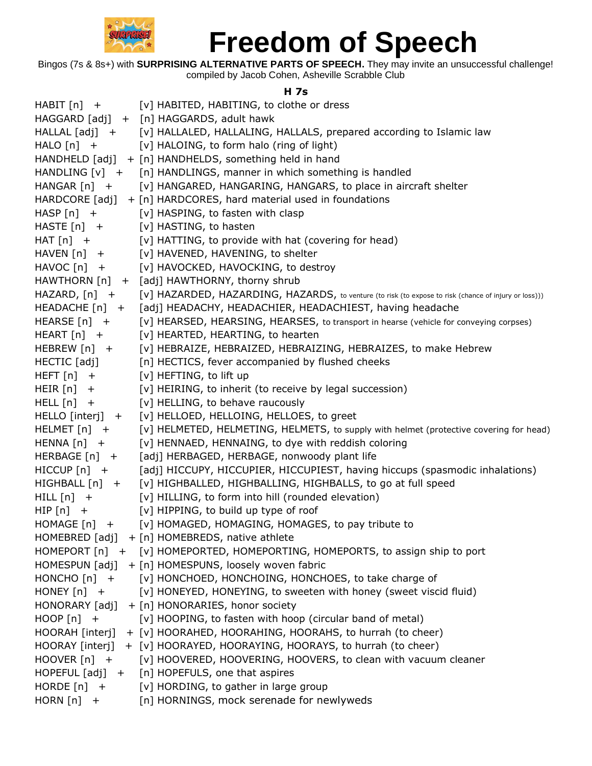# Freedom of Speech

Bingos (7s & 8s+) with **SURPRISING ALTERNATIVE PARTS OF SPEECH.** They may invite an unsuccessful challenge!
compiled by Jacob Cohen, Asheville Scrabble Club

**H 7s**

HABIT [n] + [v] HABITED, HABITING, to clothe or dress
HAGGARD [adj] + [n] HAGGARDS, adult hawk
HALLAL [adj] + [v] HALLALED, HALLALING, HALLALS, prepared according to Islamic law
HALO [n] + [v] HALOING, to form halo (ring of light)
HANDHELD [adj] + [n] HANDHELDS, something held in hand
HANDLING [v] + [n] HANDLINGS, manner in which something is handled
HANGAR [n] + [v] HANGARED, HANGARING, HANGARS, to place in aircraft shelter
HARDCORE [adj] + [n] HARDCORES, hard material used in foundations
HASP [n] + [v] HASPING, to fasten with clasp
HASTE [n] + [v] HASTING, to hasten
HAT [n] + [v] HATTING, to provide with hat (covering for head)
HAVEN [n] + [v] HAVENED, HAVENING, to shelter
HAVOC [n] + [v] HAVOCKED, HAVOCKING, to destroy
HAWTHORN [n] + [adj] HAWTHORNY, thorny shrub
HAZARD, [n] + [v] HAZARDED, HAZARDING, HAZARDS, to venture (to risk (to expose to risk (chance of injury or loss)))
HEADACHE [n] + [adj] HEADACHY, HEADACHIER, HEADACHIEST, having headache
HEARSE [n] + [v] HEARSED, HEARSING, HEARSES, to transport in hearse (vehicle for conveying corpses)
HEART [n] + [v] HEARTED, HEARTING, to hearten
HEBREW [n] + [v] HEBRAIZE, HEBRAIZED, HEBRAIZING, HEBRAIZES, to make Hebrew
HECTIC [adj] [n] HECTICS, fever accompanied by flushed cheeks
HEFT [n] + [v] HEFTING, to lift up
HEIR [n] + [v] HEIRING, to inherit (to receive by legal succession)
HELL [n] + [v] HELLING, to behave raucously
HELLO [interj] + [v] HELLOED, HELLOING, HELLOES, to greet
HELMET [n] + [v] HELMETED, HELMETING, HELMETS, to supply with helmet (protective covering for head)
HENNA [n] + [v] HENNAED, HENNAING, to dye with reddish coloring
HERBAGE [n] + [adj] HERBAGED, HERBAGE, nonwoody plant life
HICCUP [n] + [adj] HICCUPY, HICCUPIER, HICCUPIEST, having hiccups (spasmodic inhalations)
HIGHBALL [n] + [v] HIGHBALLED, HIGHBALLING, HIGHBALLS, to go at full speed
HILL [n] + [v] HILLING, to form into hill (rounded elevation)
HIP [n] + [v] HIPPING, to build up type of roof
HOMAGE [n] + [v] HOMAGED, HOMAGING, HOMAGES, to pay tribute to
HOMEBRED [adj] + [n] HOMEBREDS, native athlete
HOMEPORT [n] + [v] HOMEPORTED, HOMEPORTING, HOMEPORTS, to assign ship to port
HOMESPUN [adj] + [n] HOMESPUNS, loosely woven fabric
HONCHO [n] + [v] HONCHOED, HONCHOING, HONCHOES, to take charge of
HONEY [n] + [v] HONEYED, HONEYING, to sweeten with honey (sweet viscid fluid)
HONORARY [adj] + [n] HONORARIES, honor society
HOOP [n] + [v] HOOPING, to fasten with hoop (circular band of metal)
HOORAH [interj] + [v] HOORAHED, HOORAHING, HOORAHS, to hurrah (to cheer)
HOORAY [interj] + [v] HOORAYED, HOORAYING, HOORAYS, to hurrah (to cheer)
HOOVER [n] + [v] HOOVERED, HOOVERING, HOOVERS, to clean with vacuum cleaner
HOPEFUL [adj] + [n] HOPEFULS, one that aspires
HORDE [n] + [v] HORDING, to gather in large group
HORN [n] + [n] HORNINGS, mock serenade for newlyweds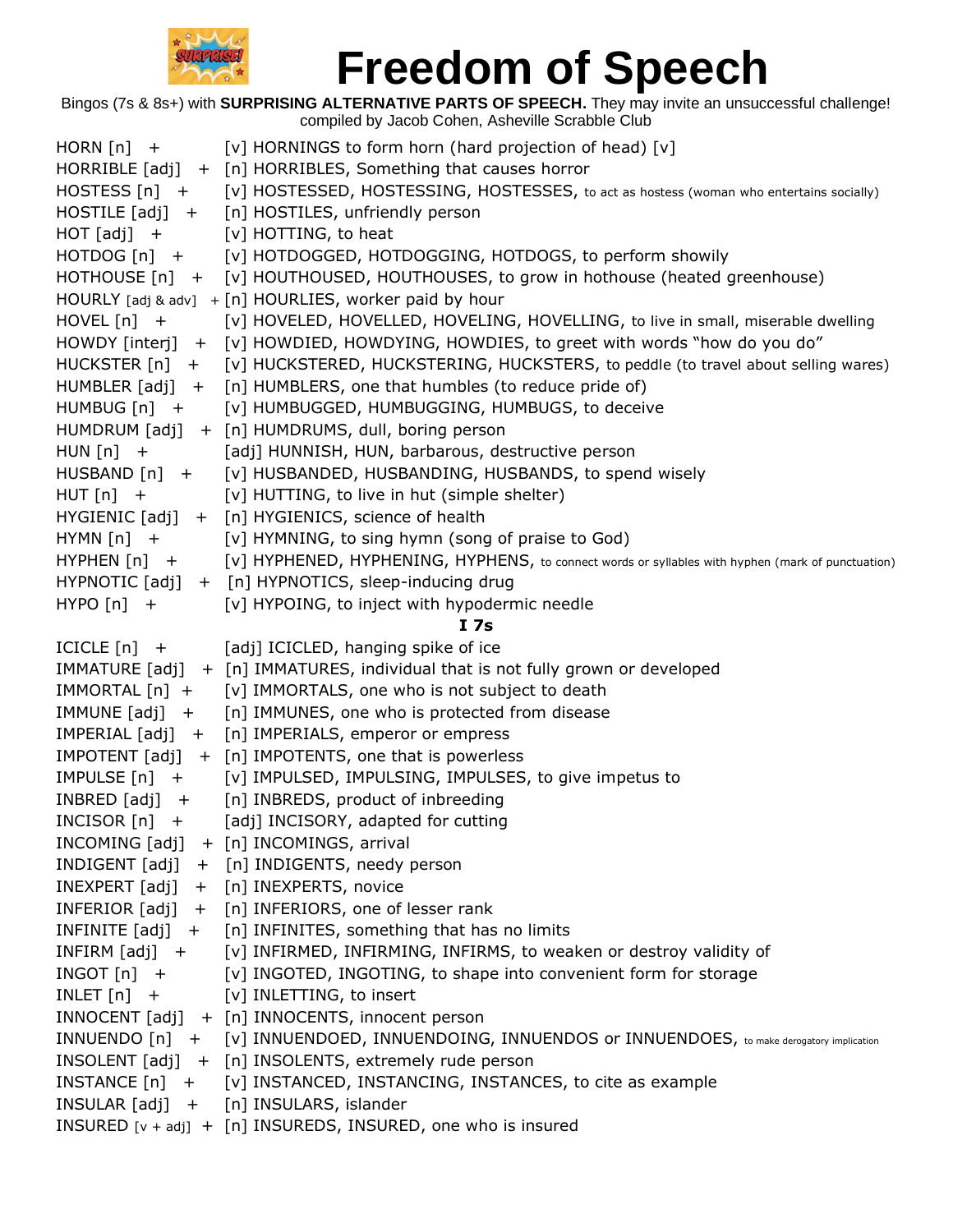# Freedom of Speech

Bingos (7s & 8s+) with **SURPRISING ALTERNATIVE PARTS OF SPEECH.** They may invite an unsuccessful challenge!
compiled by Jacob Cohen, Asheville Scrabble Club

HORN [n] + [v] HORNINGS to form horn (hard projection of head) [v]
HORRIBLE [adj] + [n] HORRIBLES, Something that causes horror
HOSTESS [n] + [v] HOSTESSED, HOSTESSING, HOSTESSES, to act as hostess (woman who entertains socially)
HOSTILE [adj] + [n] HOSTILES, unfriendly person
HOT [adj] + [v] HOTTING, to heat
HOTDOG [n] + [v] HOTDOGGED, HOTDOGGING, HOTDOGS, to perform showily
HOTHOUSE [n] + [v] HOUTHOUSED, HOUTHOUSES, to grow in hothouse (heated greenhouse)
HOURLY [adj & adv] + [n] HOURLIES, worker paid by hour
HOVEL [n] + [v] HOVELED, HOVELLED, HOVELING, HOVELLING, to live in small, miserable dwelling
HOWDY [interj] + [v] HOWDIED, HOWDYING, HOWDIES, to greet with words "how do you do"
HUCKSTER [n] + [v] HUCKSTERED, HUCKSTERING, HUCKSTERS, to peddle (to travel about selling wares)
HUMBLER [adj] + [n] HUMBLERS, one that humbles (to reduce pride of)
HUMBUG [n] + [v] HUMBUGGED, HUMBUGGING, HUMBUGS, to deceive
HUMDRUM [adj] + [n] HUMDRUMS, dull, boring person
HUN [n] + [adj] HUNNISH, HUN, barbarous, destructive person
HUSBAND [n] + [v] HUSBANDED, HUSBANDING, HUSBANDS, to spend wisely
HUT [n] + [v] HUTTING, to live in hut (simple shelter)
HYGIENIC [adj] + [n] HYGIENICS, science of health
HYMN [n] + [v] HYMNING, to sing hymn (song of praise to God)
HYPHEN [n] + [v] HYPHENED, HYPHENING, HYPHENS, to connect words or syllables with hyphen (mark of punctuation)
HYPNOTIC [adj] + [n] HYPNOTICS, sleep-inducing drug
HYPO [n] + [v] HYPOING, to inject with hypodermic needle

**I 7s**

ICICLE [n] + [adj] ICICLED, hanging spike of ice
IMMATURE [adj] + [n] IMMATURES, individual that is not fully grown or developed
IMMORTAL [n] + [v] IMMORTALS, one who is not subject to death
IMMUNE [adj] + [n] IMMUNES, one who is protected from disease
IMPERIAL [adj] + [n] IMPERIALS, emperor or empress
IMPOTENT [adj] + [n] IMPOTENTS, one that is powerless
IMPULSE [n] + [v] IMPULSED, IMPULSING, IMPULSES, to give impetus to
INBRED [adj] + [n] INBREDS, product of inbreeding
INCISOR [n] + [adj] INCISORY, adapted for cutting
INCOMING [adj] + [n] INCOMINGS, arrival
INDIGENT [adj] + [n] INDIGENTS, needy person
INEXPERT [adj] + [n] INEXPERTS, novice
INFERIOR [adj] + [n] INFERIORS, one of lesser rank
INFINITE [adj] + [n] INFINITES, something that has no limits
INFIRM [adj] + [v] INFIRMED, INFIRMING, INFIRMS, to weaken or destroy validity of
INGOT [n] + [v] INGOTED, INGOTING, to shape into convenient form for storage
INLET [n] + [v] INLETTING, to insert
INNOCENT [adj] + [n] INNOCENTS, innocent person
INNUENDO [n] + [v] INNUENDOED, INNUENDOING, INNUENDOS or INNUENDOES, to make derogatory implication
INSOLENT [adj] + [n] INSOLENTS, extremely rude person
INSTANCE [n] + [v] INSTANCED, INSTANCING, INSTANCES, to cite as example
INSULAR [adj] + [n] INSULARS, islander
INSURED [v + adj] + [n] INSUREDS, INSURED, one who is insured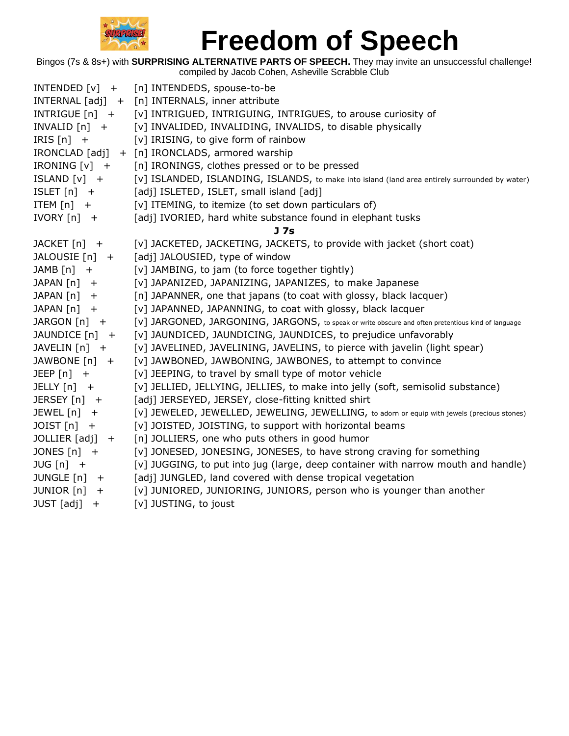# Freedom of Speech

Bingos (7s & 8s+) with **SURPRISING ALTERNATIVE PARTS OF SPEECH.** They may invite an unsuccessful challenge!
compiled by Jacob Cohen, Asheville Scrabble Club

INTENDED [v] + [n] INTENDEDS, spouse-to-be
INTERNAL [adj] + [n] INTERNALS, inner attribute
INTRIGUE [n] + [v] INTRIGUED, INTRIGUING, INTRIGUES, to arouse curiosity of
INVALID [n] + [v] INVALIDED, INVALIDING, INVALIDS, to disable physically
IRIS [n] + [v] IRISING, to give form of rainbow
IRONCLAD [adj] + [n] IRONCLADS, armored warship
IRONING [v] + [n] IRONINGS, clothes pressed or to be pressed
ISLAND [v] + [v] ISLANDED, ISLANDING, ISLANDS, to make into island (land area entirely surrounded by water)
ISLET [n] + [adj] ISLETED, ISLET, small island [adj]
ITEM [n] + [v] ITEMING, to itemize (to set down particulars of)
IVORY [n] + [adj] IVORIED, hard white substance found in elephant tusks

**J 7s**

JACKET [n] + [v] JACKETED, JACKETING, JACKETS, to provide with jacket (short coat)
JALOUSIE [n] + [adj] JALOUSIED, type of window
JAMB [n] + [v] JAMBING, to jam (to force together tightly)
JAPAN [n] + [v] JAPANIZED, JAPANIZING, JAPANIZES, to make Japanese
JAPAN [n] + [n] JAPANNER, one that japans (to coat with glossy, black lacquer)
JAPAN [n] + [v] JAPANNED, JAPANNING, to coat with glossy, black lacquer
JARGON [n] + [v] JARGONED, JARGONING, JARGONS, to speak or write obscure and often pretentious kind of language
JAUNDICE [n] + [v] JAUNDICED, JAUNDICING, JAUNDICES, to prejudice unfavorably
JAVELIN [n] + [v] JAVELINED, JAVELINING, JAVELINS, to pierce with javelin (light spear)
JAWBONE [n] + [v] JAWBONED, JAWBONING, JAWBONES, to attempt to convince
JEEP [n] + [v] JEEPING, to travel by small type of motor vehicle
JELLY [n] + [v] JELLIED, JELLYING, JELLIES, to make into jelly (soft, semisolid substance)
JERSEY [n] + [adj] JERSEYED, JERSEY, close-fitting knitted shirt
JEWEL [n] + [v] JEWELED, JEWELLED, JEWELING, JEWELLING, to adorn or equip with jewels (precious stones)
JOIST [n] + [v] JOISTED, JOISTING, to support with horizontal beams
JOLLIER [adj] + [n] JOLLIERS, one who puts others in good humor
JONES [n] + [v] JONESED, JONESING, JONESES, to have strong craving for something
JUG [n] + [v] JUGGING, to put into jug (large, deep container with narrow mouth and handle)
JUNGLE [n] + [adj] JUNGLED, land covered with dense tropical vegetation
JUNIOR [n] + [v] JUNIORED, JUNIORING, JUNIORS, person who is younger than another
JUST [adj] + [v] JUSTING, to joust